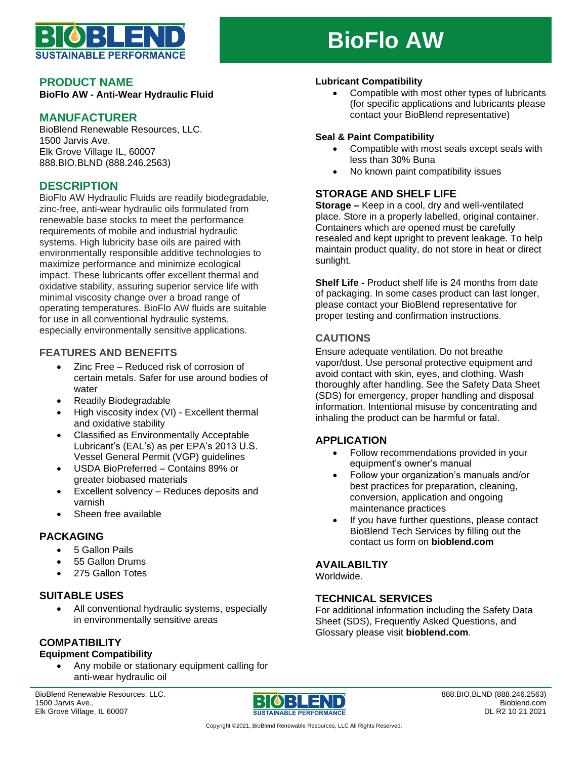# BioFlo AW

## PRODUCT NAME

**BioFlo AW - Anti-Wear Hydraulic Fluid**

## MANUFACTURER

BioBlend Renewable Resources, LLC.
1500 Jarvis Ave.
Elk Grove Village IL, 60007
888.BIO.BLND (888.246.2563)

## DESCRIPTION

BioFlo AW Hydraulic Fluids are readily biodegradable, zinc-free, anti-wear hydraulic oils formulated from renewable base stocks to meet the performance requirements of mobile and industrial hydraulic systems. High lubricity base oils are paired with environmentally responsible additive technologies to maximize performance and minimize ecological impact. These lubricants offer excellent thermal and oxidative stability, assuring superior service life with minimal viscosity change over a broad range of operating temperatures. BioFlo AW fluids are suitable for use in all conventional hydraulic systems, especially environmentally sensitive applications.

## FEATURES AND BENEFITS

- Zinc Free – Reduced risk of corrosion of certain metals. Safer for use around bodies of water
- Readily Biodegradable
- High viscosity index (VI) - Excellent thermal and oxidative stability
- Classified as Environmentally Acceptable Lubricant's (EAL's) as per EPA's 2013 U.S. Vessel General Permit (VGP) guidelines
- USDA BioPreferred – Contains 89% or greater biobased materials
- Excellent solvency – Reduces deposits and varnish
- Sheen free available

## PACKAGING

- 5 Gallon Pails
- 55 Gallon Drums
- 275 Gallon Totes

## SUITABLE USES

- All conventional hydraulic systems, especially in environmentally sensitive areas

## COMPATIBILITY

### Equipment Compatibility

- Any mobile or stationary equipment calling for anti-wear hydraulic oil

### Lubricant Compatibility

- Compatible with most other types of lubricants (for specific applications and lubricants please contact your BioBlend representative)

### Seal & Paint Compatibility

- Compatible with most seals except seals with less than 30% Buna
- No known paint compatibility issues

## STORAGE AND SHELF LIFE

**Storage –** Keep in a cool, dry and well-ventilated place. Store in a properly labelled, original container. Containers which are opened must be carefully resealed and kept upright to prevent leakage. To help maintain product quality, do not store in heat or direct sunlight.

**Shelf Life -** Product shelf life is 24 months from date of packaging. In some cases product can last longer, please contact your BioBlend representative for proper testing and confirmation instructions.

## CAUTIONS

Ensure adequate ventilation. Do not breathe vapor/dust. Use personal protective equipment and avoid contact with skin, eyes, and clothing. Wash thoroughly after handling. See the Safety Data Sheet (SDS) for emergency, proper handling and disposal information. Intentional misuse by concentrating and inhaling the product can be harmful or fatal.

## APPLICATION

- Follow recommendations provided in your equipment's owner's manual
- Follow your organization's manuals and/or best practices for preparation, cleaning, conversion, application and ongoing maintenance practices
- If you have further questions, please contact BioBlend Tech Services by filling out the contact us form on **bioblend.com**

## AVAILABILTIY

Worldwide.

## TECHNICAL SERVICES

For additional information including the Safety Data Sheet (SDS), Frequently Asked Questions, and Glossary please visit **bioblend.com**.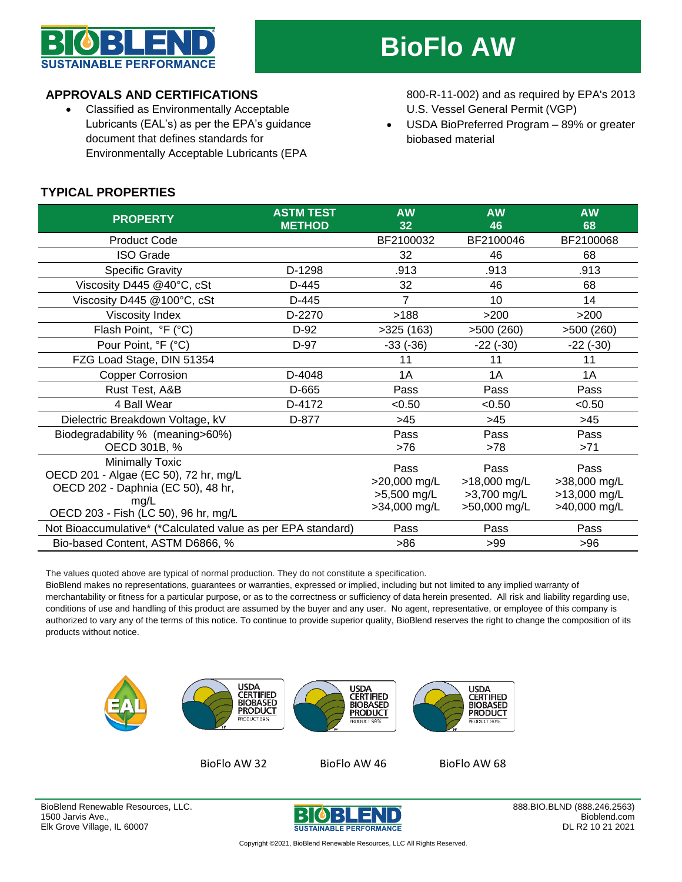# BioFlo AW

## APPROVALS AND CERTIFICATIONS

- Classified as Environmentally Acceptable Lubricants (EAL's) as per the EPA's guidance document that defines standards for Environmentally Acceptable Lubricants (EPA 800-R-11-002) and as required by EPA's 2013 U.S. Vessel General Permit (VGP)
- USDA BioPreferred Program – 89% or greater biobased material

## TYPICAL PROPERTIES

| PROPERTY | ASTM TEST METHOD | AW 32 | AW 46 | AW 68 |
|---|---|---|---|---|
| Product Code | | BF2100032 | BF2100046 | BF2100068 |
| ISO Grade | | 32 | 46 | 68 |
| Specific Gravity | D-1298 | .913 | .913 | .913 |
| Viscosity D445 @40°C, cSt | D-445 | 32 | 46 | 68 |
| Viscosity D445 @100°C, cSt | D-445 | 7 | 10 | 14 |
| Viscosity Index | D-2270 | >188 | >200 | >200 |
| Flash Point, °F (°C) | D-92 | >325 (163) | >500 (260) | >500 (260) |
| Pour Point, °F (°C) | D-97 | -33 (-36) | -22 (-30) | -22 (-30) |
| FZG Load Stage, DIN 51354 | | 11 | 11 | 11 |
| Copper Corrosion | D-4048 | 1A | 1A | 1A |
| Rust Test, A&B | D-665 | Pass | Pass | Pass |
| 4 Ball Wear | D-4172 | <0.50 | <0.50 | <0.50 |
| Dielectric Breakdown Voltage, kV | D-877 | >45 | >45 | >45 |
| Biodegradability % (meaning>60%) OECD 301B, % | | Pass >76 | Pass >78 | Pass >71 |
| Minimally Toxic OECD 201 - Algae (EC 50), 72 hr, mg/L OECD 202 - Daphnia (EC 50), 48 hr, mg/L OECD 203 - Fish (LC 50), 96 hr, mg/L | | Pass >20,000 mg/L >5,500 mg/L >34,000 mg/L | Pass >18,000 mg/L >3,700 mg/L >50,000 mg/L | Pass >38,000 mg/L >13,000 mg/L >40,000 mg/L |
| Not Bioaccumulative* (*Calculated value as per EPA standard) | | Pass | Pass | Pass |
| Bio-based Content, ASTM D6866, % | | >86 | >99 | >96 |

The values quoted above are typical of normal production. They do not constitute a specification.
BioBlend makes no representations, guarantees or warranties, expressed or implied, including but not limited to any implied warranty of merchantability or fitness for a particular purpose, or as to the correctness or sufficiency of data herein presented. All risk and liability regarding use, conditions of use and handling of this product are assumed by the buyer and any user. No agent, representative, or employee of this company is authorized to vary any of the terms of this notice. To continue to provide superior quality, BioBlend reserves the right to change the composition of its products without notice.

BioFlo AW 32 BioFlo AW 46 BioFlo AW 68

BioBlend Renewable Resources, LLC.
1500 Jarvis Ave.,
Elk Grove Village, IL 60007

888.BIO.BLND (888.246.2563)
Bioblend.com
DL R2 10 21 2021

Copyright ©2021, BioBlend Renewable Resources, LLC All Rights Reserved.